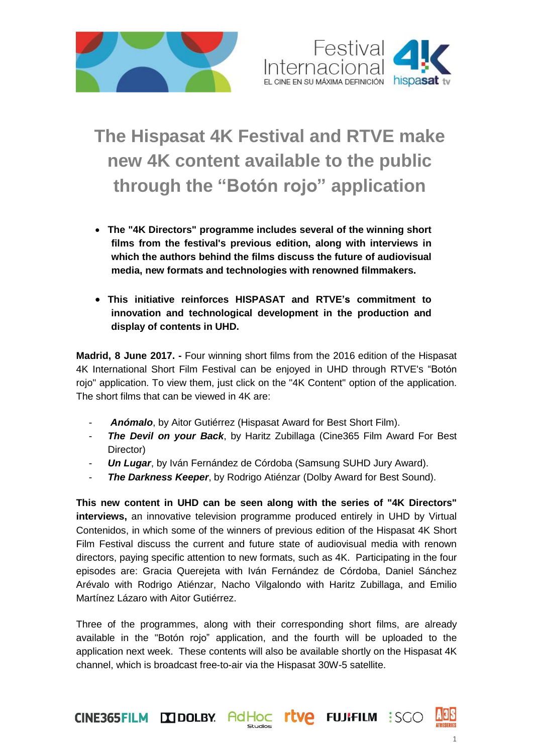# The Hispasat 4K Festival and RTVE make new 4K content available to the public through the "Botón rojo" application

- **The "4K Directors" programme includes several of the winning short films from the festival's previous edition, along with interviews in which the authors behind the films discuss the future of audiovisual media, new formats and technologies with renowned filmmakers.**

- **This initiative reinforces HISPASAT and RTVE's commitment to innovation and technological development in the production and display of contents in UHD.**

**Madrid, 8 June 2017. -** Four winning short films from the 2016 edition of the Hispasat 4K International Short Film Festival can be enjoyed in UHD through RTVE's "Botón rojo" application. To view them, just click on the "4K Content" option of the application. The short films that can be viewed in 4K are:

- ***Anómalo***, by Aitor Gutiérrez (Hispasat Award for Best Short Film).
- ***The Devil on your Back***, by Haritz Zubillaga (Cine365 Film Award For Best Director)
- ***Un Lugar***, by Iván Fernández de Córdoba (Samsung SUHD Jury Award).
- ***The Darkness Keeper***, by Rodrigo Atiénzar (Dolby Award for Best Sound).

**This new content in UHD can be seen along with the series of "4K Directors" interviews,** an innovative television programme produced entirely in UHD by Virtual Contenidos, in which some of the winners of previous edition of the Hispasat 4K Short Film Festival discuss the current and future state of audiovisual media with renown directors, paying specific attention to new formats, such as 4K. Participating in the four episodes are: Gracia Querejeta with Iván Fernández de Córdoba, Daniel Sánchez Arévalo with Rodrigo Atiénzar, Nacho Vilgalondo with Haritz Zubillaga, and Emilio Martínez Lázaro with Aitor Gutiérrez.

Three of the programmes, along with their corresponding short films, are already available in the "Botón rojo" application, and the fourth will be uploaded to the application next week. These contents will also be available shortly on the Hispasat 4K channel, which is broadcast free-to-air via the Hispasat 30W-5 satellite.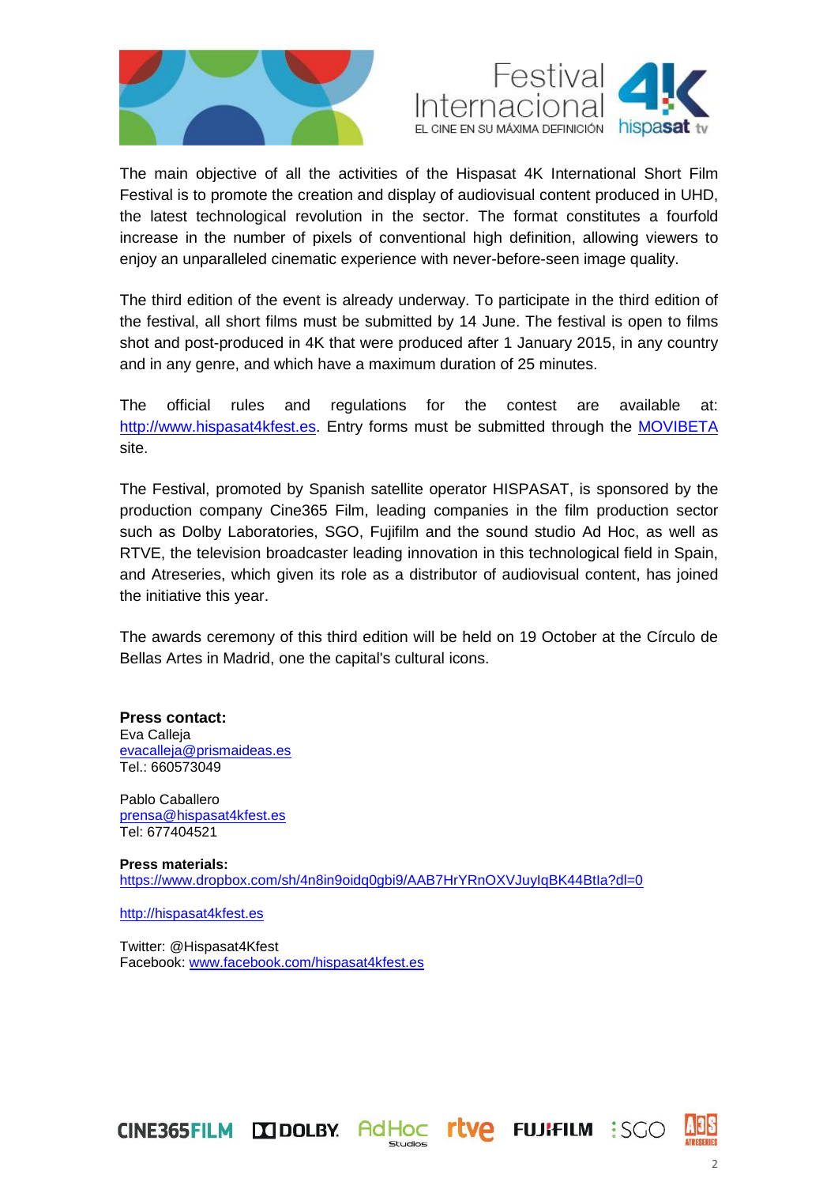The main objective of all the activities of the Hispasat 4K International Short Film Festival is to promote the creation and display of audiovisual content produced in UHD, the latest technological revolution in the sector. The format constitutes a fourfold increase in the number of pixels of conventional high definition, allowing viewers to enjoy an unparalleled cinematic experience with never-before-seen image quality.

The third edition of the event is already underway. To participate in the third edition of the festival, all short films must be submitted by 14 June. The festival is open to films shot and post-produced in 4K that were produced after 1 January 2015, in any country and in any genre, and which have a maximum duration of 25 minutes.

The official rules and regulations for the contest are available at: http://www.hispasat4kfest.es. Entry forms must be submitted through the MOVIBETA site.

The Festival, promoted by Spanish satellite operator HISPASAT, is sponsored by the production company Cine365 Film, leading companies in the film production sector such as Dolby Laboratories, SGO, Fujifilm and the sound studio Ad Hoc, as well as RTVE, the television broadcaster leading innovation in this technological field in Spain, and Atreseries, which given its role as a distributor of audiovisual content, has joined the initiative this year.

The awards ceremony of this third edition will be held on 19 October at the Círculo de Bellas Artes in Madrid, one the capital's cultural icons.

**Press contact:**
Eva Calleja
evacalleja@prismaideas.es
Tel.: 660573049

Pablo Caballero
prensa@hispasat4kfest.es
Tel: 677404521

**Press materials:**
https://www.dropbox.com/sh/4n8in9oidq0gbi9/AAB7HrYRnOXVJuylqBK44BtIa?dl=0

http://hispasat4kfest.es

Twitter: @Hispasat4Kfest
Facebook: www.facebook.com/hispasat4kfest.es